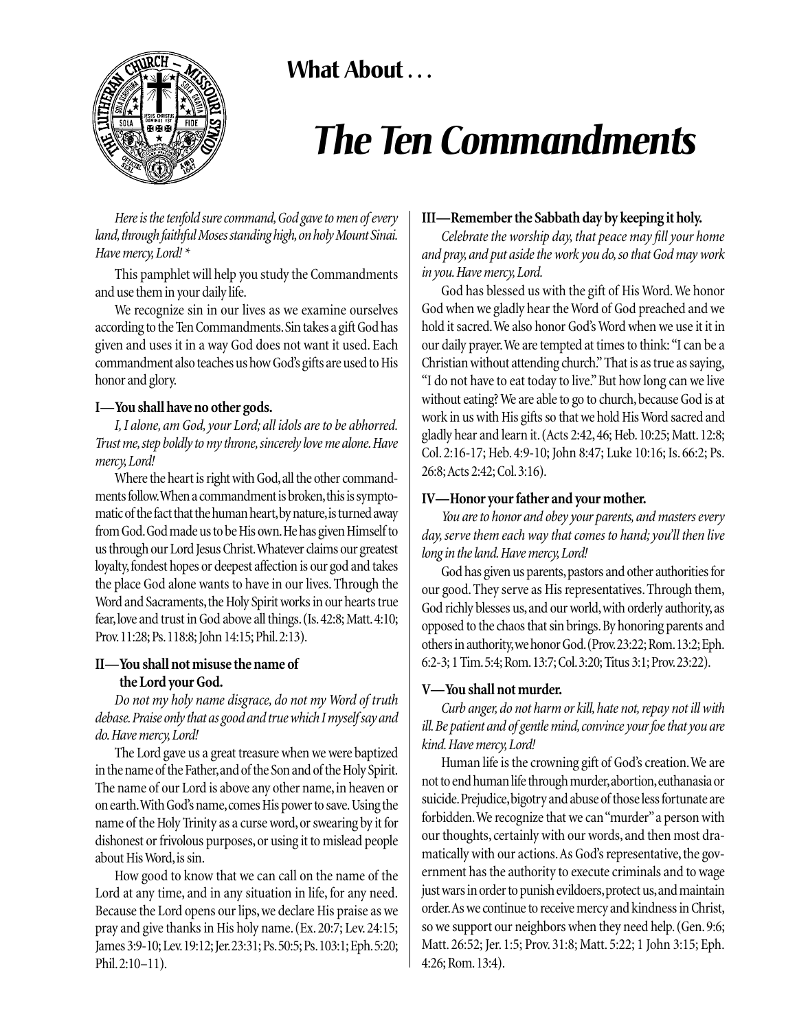## What About . . .

# *The Ten Commandments*

*Here is the tenfold sure command, God gave to men of every land, through faithful Moses standing high, on holy Mount Sinai. Have mercy, Lord!* *

This pamphlet will help you study the Commandments and use them in your daily life.

We recognize sin in our lives as we examine ourselves according to the Ten Commandments. Sin takes a gift God has given and uses it in a way God does not want it used. Each commandment also teaches us how God's gifts are used to His honor and glory.

**I—You shall have no other gods.**

*I, I alone, am God, your Lord; all idols are to be abhorred. Trust me, step boldly to my throne, sincerely love me alone. Have mercy, Lord!*

Where the heart is right with God, all the other commandments follow. When a commandment is broken, this is symptomatic of the fact that the human heart, by nature, is turned away from God. God made us to be His own. He has given Himself to us through our Lord Jesus Christ. Whatever claims our greatest loyalty, fondest hopes or deepest affection is our god and takes the place God alone wants to have in our lives. Through the Word and Sacraments, the Holy Spirit works in our hearts true fear, love and trust in God above all things. (Is. 42:8; Matt. 4:10; Prov. 11:28; Ps. 118:8; John 14:15; Phil. 2:13).

**II—You shall not misuse the name of the Lord your God.**

*Do not my holy name disgrace, do not my Word of truth debase. Praise only that as good and true which I myself say and do. Have mercy, Lord!*

The Lord gave us a great treasure when we were baptized in the name of the Father, and of the Son and of the Holy Spirit. The name of our Lord is above any other name, in heaven or on earth. With God's name, comes His power to save. Using the name of the Holy Trinity as a curse word, or swearing by it for dishonest or frivolous purposes, or using it to mislead people about His Word, is sin.

How good to know that we can call on the name of the Lord at any time, and in any situation in life, for any need. Because the Lord opens our lips, we declare His praise as we pray and give thanks in His holy name. (Ex. 20:7; Lev. 24:15; James 3:9-10; Lev. 19:12; Jer. 23:31; Ps. 50:5; Ps. 103:1; Eph. 5:20; Phil. 2:10–11).

**III—Remember the Sabbath day by keeping it holy.**

*Celebrate the worship day, that peace may fill your home and pray, and put aside the work you do, so that God may work in you. Have mercy, Lord.*

God has blessed us with the gift of His Word. We honor God when we gladly hear the Word of God preached and we hold it sacred. We also honor God's Word when we use it it in our daily prayer. We are tempted at times to think: "I can be a Christian without attending church." That is as true as saying, "I do not have to eat today to live." But how long can we live without eating? We are able to go to church, because God is at work in us with His gifts so that we hold His Word sacred and gladly hear and learn it. (Acts 2:42, 46; Heb. 10:25; Matt. 12:8; Col. 2:16-17; Heb. 4:9-10; John 8:47; Luke 10:16; Is. 66:2; Ps. 26:8; Acts 2:42; Col. 3:16).

**IV—Honor your father and your mother.**

*You are to honor and obey your parents, and masters every day, serve them each way that comes to hand; you'll then live long in the land. Have mercy, Lord!*

God has given us parents, pastors and other authorities for our good. They serve as His representatives. Through them, God richly blesses us, and our world, with orderly authority, as opposed to the chaos that sin brings. By honoring parents and others in authority, we honor God. (Prov. 23:22; Rom. 13:2; Eph. 6:2-3; 1 Tim. 5:4; Rom. 13:7; Col. 3:20; Titus 3:1; Prov. 23:22).

**V—You shall not murder.**

*Curb anger, do not harm or kill, hate not, repay not ill with ill. Be patient and of gentle mind, convince your foe that you are kind. Have mercy, Lord!*

Human life is the crowning gift of God's creation. We are not to end human life through murder, abortion, euthanasia or suicide. Prejudice, bigotry and abuse of those less fortunate are forbidden. We recognize that we can "murder" a person with our thoughts, certainly with our words, and then most dramatically with our actions. As God's representative, the government has the authority to execute criminals and to wage just wars in order to punish evildoers, protect us, and maintain order. As we continue to receive mercy and kindness in Christ, so we support our neighbors when they need help. (Gen. 9:6; Matt. 26:52; Jer. 1:5; Prov. 31:8; Matt. 5:22; 1 John 3:15; Eph. 4:26; Rom. 13:4).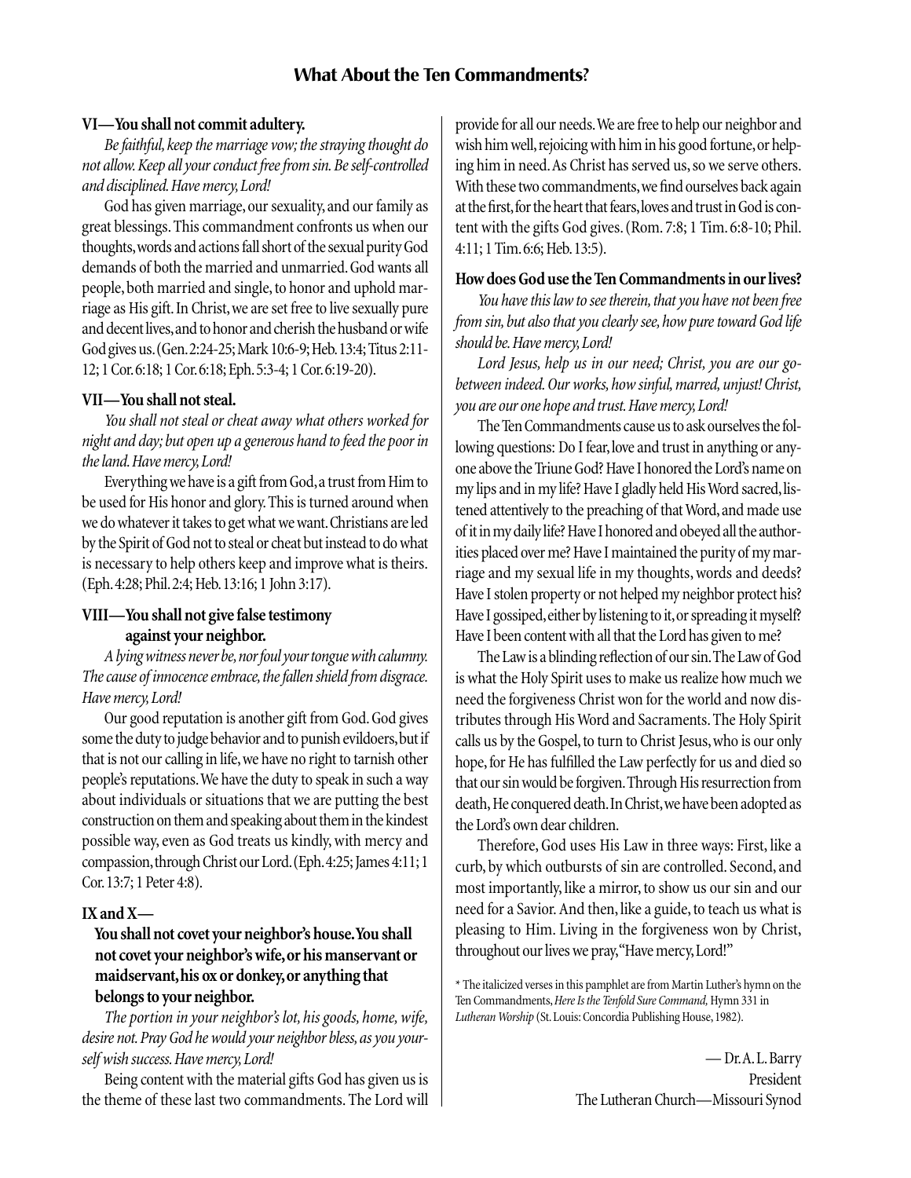## What About the Ten Commandments?

**VI—You shall not commit adultery.**

*Be faithful, keep the marriage vow; the straying thought do not allow. Keep all your conduct free from sin. Be self-controlled and disciplined. Have mercy, Lord!*

God has given marriage, our sexuality, and our family as great blessings. This commandment confronts us when our thoughts, words and actions fall short of the sexual purity God demands of both the married and unmarried. God wants all people, both married and single, to honor and uphold marriage as His gift. In Christ, we are set free to live sexually pure and decent lives, and to honor and cherish the husband or wife God gives us. (Gen. 2:24-25; Mark 10:6-9; Heb. 13:4; Titus 2:11-12; 1 Cor. 6:18; 1 Cor. 6:18; Eph. 5:3-4; 1 Cor. 6:19-20).

**VII—You shall not steal.**

*You shall not steal or cheat away what others worked for night and day; but open up a generous hand to feed the poor in the land. Have mercy, Lord!*

Everything we have is a gift from God, a trust from Him to be used for His honor and glory. This is turned around when we do whatever it takes to get what we want. Christians are led by the Spirit of God not to steal or cheat but instead to do what is necessary to help others keep and improve what is theirs. (Eph. 4:28; Phil. 2:4; Heb. 13:16; 1 John 3:17).

**VIII—You shall not give false testimony against your neighbor.**

*A lying witness never be, nor foul your tongue with calumny. The cause of innocence embrace, the fallen shield from disgrace. Have mercy, Lord!*

Our good reputation is another gift from God. God gives some the duty to judge behavior and to punish evildoers, but if that is not our calling in life, we have no right to tarnish other people's reputations. We have the duty to speak in such a way about individuals or situations that we are putting the best construction on them and speaking about them in the kindest possible way, even as God treats us kindly, with mercy and compassion, through Christ our Lord. (Eph. 4:25; James 4:11; 1 Cor. 13:7; 1 Peter 4:8).

**IX and X—**

**You shall not covet your neighbor's house. You shall not covet your neighbor's wife, or his manservant or maidservant, his ox or donkey, or anything that belongs to your neighbor.**

*The portion in your neighbor's lot, his goods, home, wife, desire not. Pray God he would your neighbor bless, as you yourself wish success. Have mercy, Lord!*

Being content with the material gifts God has given us is the theme of these last two commandments. The Lord will provide for all our needs. We are free to help our neighbor and wish him well, rejoicing with him in his good fortune, or helping him in need. As Christ has served us, so we serve others. With these two commandments, we find ourselves back again at the first, for the heart that fears, loves and trust in God is content with the gifts God gives. (Rom. 7:8; 1 Tim. 6:8-10; Phil. 4:11; 1 Tim. 6:6; Heb. 13:5).

**How does God use the Ten Commandments in our lives?**

*You have this law to see therein, that you have not been free from sin, but also that you clearly see, how pure toward God life should be. Have mercy, Lord!*

*Lord Jesus, help us in our need; Christ, you are our go-between indeed. Our works, how sinful, marred, unjust! Christ, you are our one hope and trust. Have mercy, Lord!*

The Ten Commandments cause us to ask ourselves the following questions: Do I fear, love and trust in anything or anyone above the Triune God? Have I honored the Lord's name on my lips and in my life? Have I gladly held His Word sacred, listened attentively to the preaching of that Word, and made use of it in my daily life? Have I honored and obeyed all the authorities placed over me? Have I maintained the purity of my marriage and my sexual life in my thoughts, words and deeds? Have I stolen property or not helped my neighbor protect his? Have I gossiped, either by listening to it, or spreading it myself? Have I been content with all that the Lord has given to me?

The Law is a blinding reflection of our sin. The Law of God is what the Holy Spirit uses to make us realize how much we need the forgiveness Christ won for the world and now distributes through His Word and Sacraments. The Holy Spirit calls us by the Gospel, to turn to Christ Jesus, who is our only hope, for He has fulfilled the Law perfectly for us and died so that our sin would be forgiven. Through His resurrection from death, He conquered death. In Christ, we have been adopted as the Lord's own dear children.

Therefore, God uses His Law in three ways: First, like a curb, by which outbursts of sin are controlled. Second, and most importantly, like a mirror, to show us our sin and our need for a Savior. And then, like a guide, to teach us what is pleasing to Him. Living in the forgiveness won by Christ, throughout our lives we pray, "Have mercy, Lord!"

\* The italicized verses in this pamphlet are from Martin Luther's hymn on the Ten Commandments, *Here Is the Tenfold Sure Command,* Hymn 331 in *Lutheran Worship* (St. Louis: Concordia Publishing House, 1982).

— Dr. A. L. Barry
President
The Lutheran Church—Missouri Synod